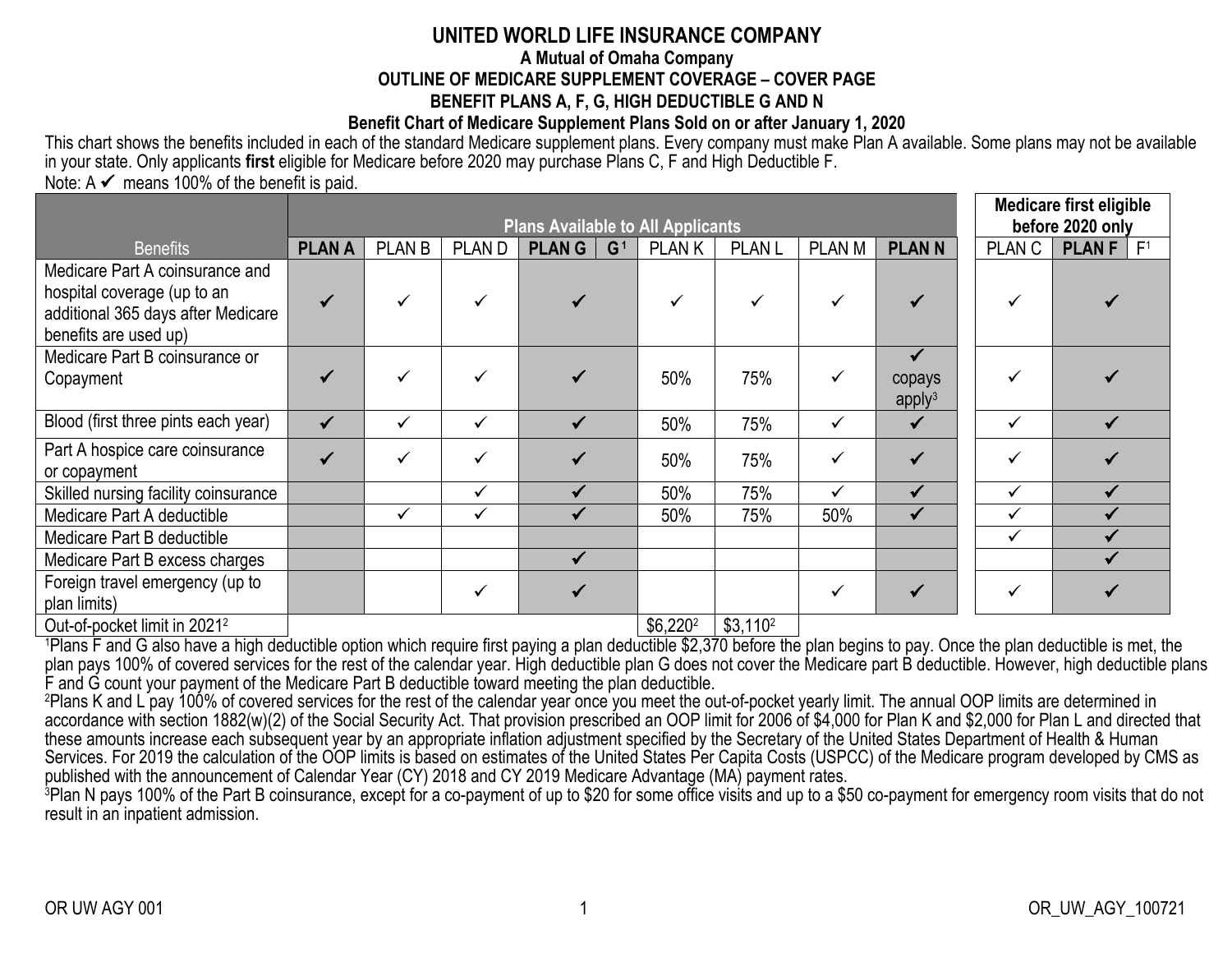# UNITED WORLD LIFE INSURANCE COMPANY

**A Mutual of Omaha Company**

**OUTLINE OF MEDICARE SUPPLEMENT COVERAGE – COVER PAGE**

**BENEFIT PLANS A, F, G, HIGH DEDUCTIBLE G AND N**

**Benefit Chart of Medicare Supplement Plans Sold on or after January 1, 2020**

This chart shows the benefits included in each of the standard Medicare supplement plans. Every company must make Plan A available. Some plans may not be available in your state. Only applicants **first** eligible for Medicare before 2020 may purchase Plans C, F and High Deductible F.

Note: A ✔ means 100% of the benefit is paid.

| | Plans Available to All Applicants | | | | | | | | | Medicare first eligible before 2020 only | | |
|---|---|---|---|---|---|---|---|---|---|---|---|---|
| Benefits | **PLAN A** | PLAN B | PLAN D | **PLAN G** | G[1] | PLAN K | PLAN L | PLAN M | **PLAN N** | PLAN C | **PLAN F** | F[1] |
| Medicare Part A coinsurance and hospital coverage (up to an additional 365 days after Medicare benefits are used up) | ✔ | ✓ | ✓ | ✔ | | ✓ | ✓ | ✓ | ✔ | ✓ | ✔ | |
| Medicare Part B coinsurance or Copayment | ✔ | ✓ | ✓ | ✔ | | 50% | 75% | ✓ | ✔ copays apply[3] | ✓ | ✔ | |
| Blood (first three pints each year) | ✔ | ✓ | ✓ | ✔ | | 50% | 75% | ✓ | ✔ | ✓ | ✔ | |
| Part A hospice care coinsurance or copayment | ✔ | ✓ | ✓ | ✔ | | 50% | 75% | ✓ | ✔ | ✓ | ✔ | |
| Skilled nursing facility coinsurance | | | ✓ | ✔ | | 50% | 75% | ✓ | ✔ | ✓ | ✔ | |
| Medicare Part A deductible | | ✓ | ✓ | ✔ | | 50% | 75% | 50% | ✔ | ✓ | ✔ | |
| Medicare Part B deductible | | | | | | | | | | ✓ | ✔ | |
| Medicare Part B excess charges | | | | ✔ | | | | | | | ✔ | |
| Foreign travel emergency (up to plan limits) | | | ✓ | ✔ | | | | ✓ | ✔ | ✓ | ✔ | |
| Out-of-pocket limit in 2021[2] | | | | | | $6,220[2] | $3,110[2] | | | | | |

[1]Plans F and G also have a high deductible option which require first paying a plan deductible $2,370 before the plan begins to pay. Once the plan deductible is met, the plan pays 100% of covered services for the rest of the calendar year. High deductible plan G does not cover the Medicare part B deductible. However, high deductible plans F and G count your payment of the Medicare Part B deductible toward meeting the plan deductible.

[2]Plans K and L pay 100% of covered services for the rest of the calendar year once you meet the out-of-pocket yearly limit. The annual OOP limits are determined in accordance with section 1882(w)(2) of the Social Security Act. That provision prescribed an OOP limit for 2006 of $4,000 for Plan K and $2,000 for Plan L and directed that these amounts increase each subsequent year by an appropriate inflation adjustment specified by the Secretary of the United States Department of Health & Human Services. For 2019 the calculation of the OOP limits is based on estimates of the United States Per Capita Costs (USPCC) of the Medicare program developed by CMS as published with the announcement of Calendar Year (CY) 2018 and CY 2019 Medicare Advantage (MA) payment rates.

[3]Plan N pays 100% of the Part B coinsurance, except for a co-payment of up to $20 for some office visits and up to a $50 co-payment for emergency room visits that do not result in an inpatient admission.

OR UW AGY 001 OR_UW_AGY_100721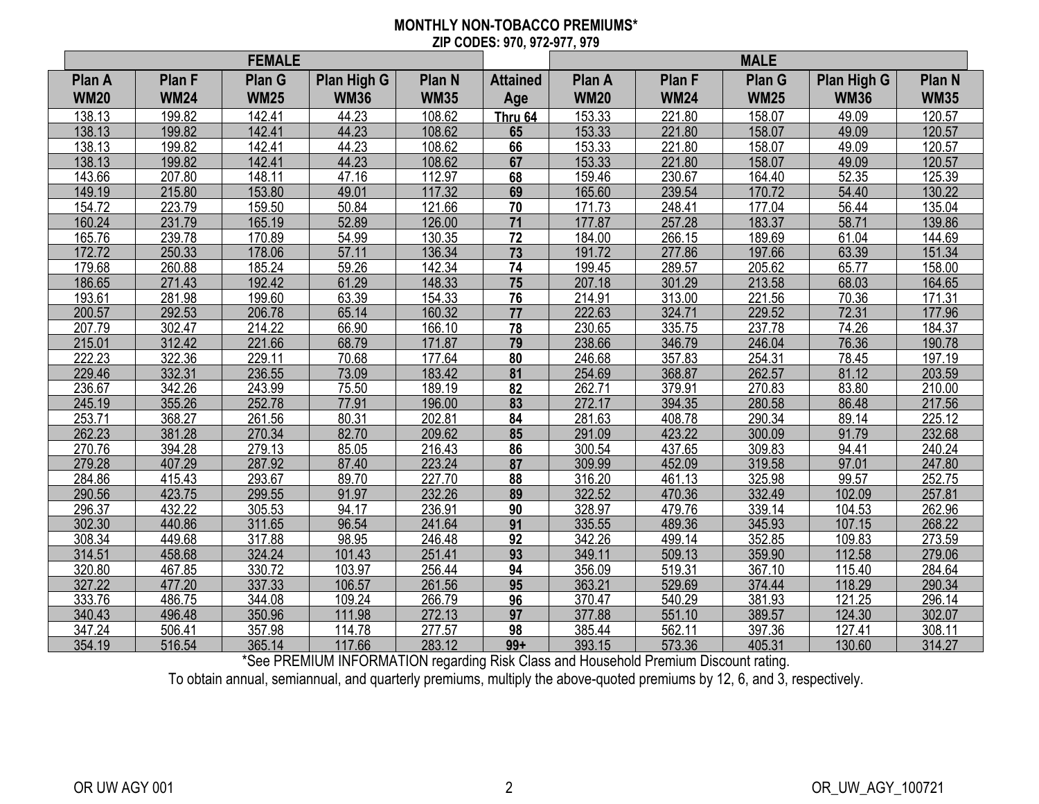**MONTHLY NON-TOBACCO PREMIUMS***

**ZIP CODES: 970, 972-977, 979**

| FEMALE | | | | | | MALE | | | | |
|---|---|---|---|---|---|---|---|---|---|---|
| Plan A WM20 | Plan F WM24 | Plan G WM25 | Plan High G WM36 | Plan N WM35 | Attained Age | Plan A WM20 | Plan F WM24 | Plan G WM25 | Plan High G WM36 | Plan N WM35 |
| 138.13 | 199.82 | 142.41 | 44.23 | 108.62 | **Thru 64** | 153.33 | 221.80 | 158.07 | 49.09 | 120.57 |
| 138.13 | 199.82 | 142.41 | 44.23 | 108.62 | **65** | 153.33 | 221.80 | 158.07 | 49.09 | 120.57 |
| 138.13 | 199.82 | 142.41 | 44.23 | 108.62 | **66** | 153.33 | 221.80 | 158.07 | 49.09 | 120.57 |
| 138.13 | 199.82 | 142.41 | 44.23 | 108.62 | **67** | 153.33 | 221.80 | 158.07 | 49.09 | 120.57 |
| 143.66 | 207.80 | 148.11 | 47.16 | 112.97 | **68** | 159.46 | 230.67 | 164.40 | 52.35 | 125.39 |
| 149.19 | 215.80 | 153.80 | 49.01 | 117.32 | **69** | 165.60 | 239.54 | 170.72 | 54.40 | 130.22 |
| 154.72 | 223.79 | 159.50 | 50.84 | 121.66 | **70** | 171.73 | 248.41 | 177.04 | 56.44 | 135.04 |
| 160.24 | 231.79 | 165.19 | 52.89 | 126.00 | **71** | 177.87 | 257.28 | 183.37 | 58.71 | 139.86 |
| 165.76 | 239.78 | 170.89 | 54.99 | 130.35 | **72** | 184.00 | 266.15 | 189.69 | 61.04 | 144.69 |
| 172.72 | 250.33 | 178.06 | 57.11 | 136.34 | **73** | 191.72 | 277.86 | 197.66 | 63.39 | 151.34 |
| 179.68 | 260.88 | 185.24 | 59.26 | 142.34 | **74** | 199.45 | 289.57 | 205.62 | 65.77 | 158.00 |
| 186.65 | 271.43 | 192.42 | 61.29 | 148.33 | **75** | 207.18 | 301.29 | 213.58 | 68.03 | 164.65 |
| 193.61 | 281.98 | 199.60 | 63.39 | 154.33 | **76** | 214.91 | 313.00 | 221.56 | 70.36 | 171.31 |
| 200.57 | 292.53 | 206.78 | 65.14 | 160.32 | **77** | 222.63 | 324.71 | 229.52 | 72.31 | 177.96 |
| 207.79 | 302.47 | 214.22 | 66.90 | 166.10 | **78** | 230.65 | 335.75 | 237.78 | 74.26 | 184.37 |
| 215.01 | 312.42 | 221.66 | 68.79 | 171.87 | **79** | 238.66 | 346.79 | 246.04 | 76.36 | 190.78 |
| 222.23 | 322.36 | 229.11 | 70.68 | 177.64 | **80** | 246.68 | 357.83 | 254.31 | 78.45 | 197.19 |
| 229.46 | 332.31 | 236.55 | 73.09 | 183.42 | **81** | 254.69 | 368.87 | 262.57 | 81.12 | 203.59 |
| 236.67 | 342.26 | 243.99 | 75.50 | 189.19 | **82** | 262.71 | 379.91 | 270.83 | 83.80 | 210.00 |
| 245.19 | 355.26 | 252.78 | 77.91 | 196.00 | **83** | 272.17 | 394.35 | 280.58 | 86.48 | 217.56 |
| 253.71 | 368.27 | 261.56 | 80.31 | 202.81 | **84** | 281.63 | 408.78 | 290.34 | 89.14 | 225.12 |
| 262.23 | 381.28 | 270.34 | 82.70 | 209.62 | **85** | 291.09 | 423.22 | 300.09 | 91.79 | 232.68 |
| 270.76 | 394.28 | 279.13 | 85.05 | 216.43 | **86** | 300.54 | 437.65 | 309.83 | 94.41 | 240.24 |
| 279.28 | 407.29 | 287.92 | 87.40 | 223.24 | **87** | 309.99 | 452.09 | 319.58 | 97.01 | 247.80 |
| 284.86 | 415.43 | 293.67 | 89.70 | 227.70 | **88** | 316.20 | 461.13 | 325.98 | 99.57 | 252.75 |
| 290.56 | 423.75 | 299.55 | 91.97 | 232.26 | **89** | 322.52 | 470.36 | 332.49 | 102.09 | 257.81 |
| 296.37 | 432.22 | 305.53 | 94.17 | 236.91 | **90** | 328.97 | 479.76 | 339.14 | 104.53 | 262.96 |
| 302.30 | 440.86 | 311.65 | 96.54 | 241.64 | **91** | 335.55 | 489.36 | 345.93 | 107.15 | 268.22 |
| 308.34 | 449.68 | 317.88 | 98.95 | 246.48 | **92** | 342.26 | 499.14 | 352.85 | 109.83 | 273.59 |
| 314.51 | 458.68 | 324.24 | 101.43 | 251.41 | **93** | 349.11 | 509.13 | 359.90 | 112.58 | 279.06 |
| 320.80 | 467.85 | 330.72 | 103.97 | 256.44 | **94** | 356.09 | 519.31 | 367.10 | 115.40 | 284.64 |
| 327.22 | 477.20 | 337.33 | 106.57 | 261.56 | **95** | 363.21 | 529.69 | 374.44 | 118.29 | 290.34 |
| 333.76 | 486.75 | 344.08 | 109.24 | 266.79 | **96** | 370.47 | 540.29 | 381.93 | 121.25 | 296.14 |
| 340.43 | 496.48 | 350.96 | 111.98 | 272.13 | **97** | 377.88 | 551.10 | 389.57 | 124.30 | 302.07 |
| 347.24 | 506.41 | 357.98 | 114.78 | 277.57 | **98** | 385.44 | 562.11 | 397.36 | 127.41 | 308.11 |
| 354.19 | 516.54 | 365.14 | 117.66 | 283.12 | **99+** | 393.15 | 573.36 | 405.31 | 130.60 | 314.27 |

*See PREMIUM INFORMATION regarding Risk Class and Household Premium Discount rating.

To obtain annual, semiannual, and quarterly premiums, multiply the above-quoted premiums by 12, 6, and 3, respectively.

OR UW AGY 001

OR_UW_AGY_100721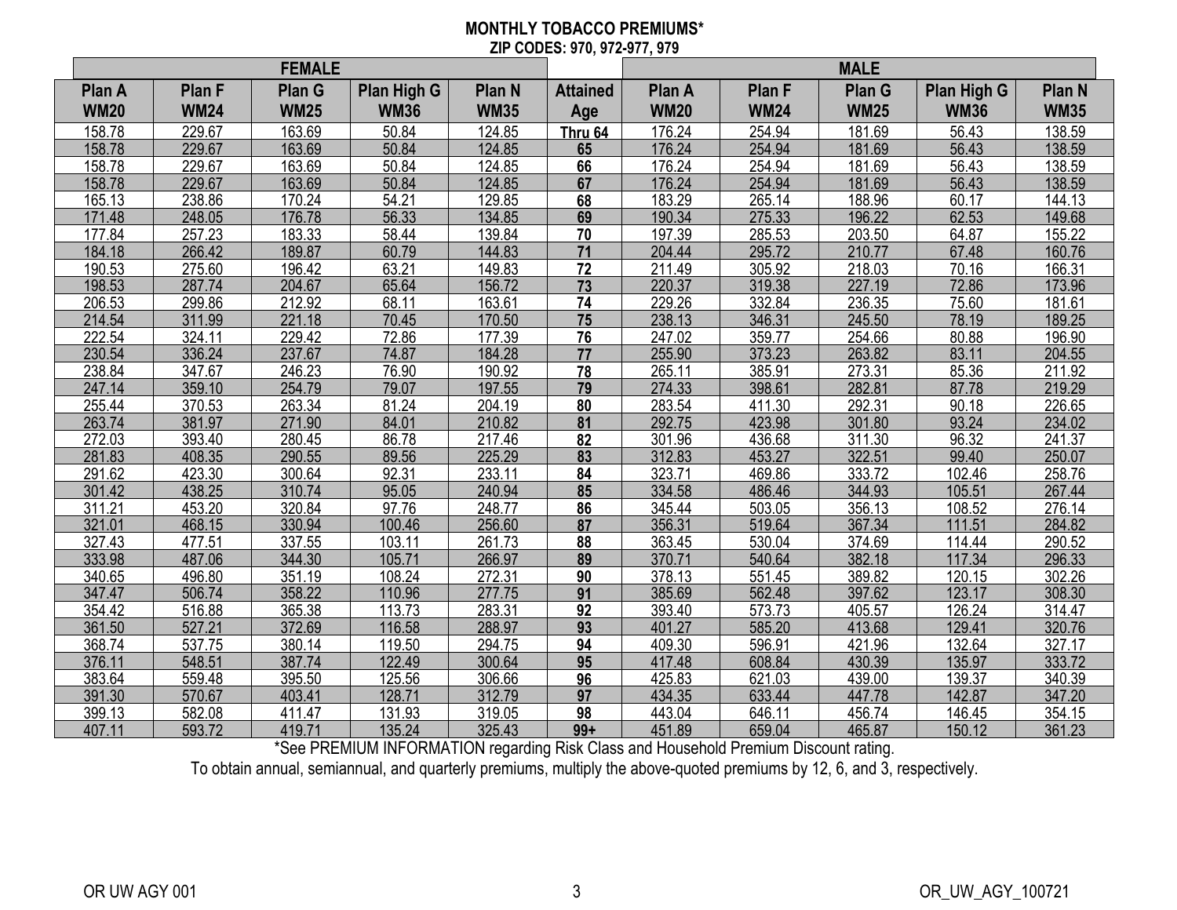# MONTHLY TOBACCO PREMIUMS*

**ZIP CODES: 970, 972-977, 979**

| FEMALE | | | | | | MALE | | | | |
|---|---|---|---|---|---|---|---|---|---|---|
| Plan A WM20 | Plan F WM24 | Plan G WM25 | Plan High G WM36 | Plan N WM35 | Attained Age | Plan A WM20 | Plan F WM24 | Plan G WM25 | Plan High G WM36 | Plan N WM35 |
| 158.78 | 229.67 | 163.69 | 50.84 | 124.85 | **Thru 64** | 176.24 | 254.94 | 181.69 | 56.43 | 138.59 |
| 158.78 | 229.67 | 163.69 | 50.84 | 124.85 | **65** | 176.24 | 254.94 | 181.69 | 56.43 | 138.59 |
| 158.78 | 229.67 | 163.69 | 50.84 | 124.85 | **66** | 176.24 | 254.94 | 181.69 | 56.43 | 138.59 |
| 158.78 | 229.67 | 163.69 | 50.84 | 124.85 | **67** | 176.24 | 254.94 | 181.69 | 56.43 | 138.59 |
| 165.13 | 238.86 | 170.24 | 54.21 | 129.85 | **68** | 183.29 | 265.14 | 188.96 | 60.17 | 144.13 |
| 171.48 | 248.05 | 176.78 | 56.33 | 134.85 | **69** | 190.34 | 275.33 | 196.22 | 62.53 | 149.68 |
| 177.84 | 257.23 | 183.33 | 58.44 | 139.84 | **70** | 197.39 | 285.53 | 203.50 | 64.87 | 155.22 |
| 184.18 | 266.42 | 189.87 | 60.79 | 144.83 | **71** | 204.44 | 295.72 | 210.77 | 67.48 | 160.76 |
| 190.53 | 275.60 | 196.42 | 63.21 | 149.83 | **72** | 211.49 | 305.92 | 218.03 | 70.16 | 166.31 |
| 198.53 | 287.74 | 204.67 | 65.64 | 156.72 | **73** | 220.37 | 319.38 | 227.19 | 72.86 | 173.96 |
| 206.53 | 299.86 | 212.92 | 68.11 | 163.61 | **74** | 229.26 | 332.84 | 236.35 | 75.60 | 181.61 |
| 214.54 | 311.99 | 221.18 | 70.45 | 170.50 | **75** | 238.13 | 346.31 | 245.50 | 78.19 | 189.25 |
| 222.54 | 324.11 | 229.42 | 72.86 | 177.39 | **76** | 247.02 | 359.77 | 254.66 | 80.88 | 196.90 |
| 230.54 | 336.24 | 237.67 | 74.87 | 184.28 | **77** | 255.90 | 373.23 | 263.82 | 83.11 | 204.55 |
| 238.84 | 347.67 | 246.23 | 76.90 | 190.92 | **78** | 265.11 | 385.91 | 273.31 | 85.36 | 211.92 |
| 247.14 | 359.10 | 254.79 | 79.07 | 197.55 | **79** | 274.33 | 398.61 | 282.81 | 87.78 | 219.29 |
| 255.44 | 370.53 | 263.34 | 81.24 | 204.19 | **80** | 283.54 | 411.30 | 292.31 | 90.18 | 226.65 |
| 263.74 | 381.97 | 271.90 | 84.01 | 210.82 | **81** | 292.75 | 423.98 | 301.80 | 93.24 | 234.02 |
| 272.03 | 393.40 | 280.45 | 86.78 | 217.46 | **82** | 301.96 | 436.68 | 311.30 | 96.32 | 241.37 |
| 281.83 | 408.35 | 290.55 | 89.56 | 225.29 | **83** | 312.83 | 453.27 | 322.51 | 99.40 | 250.07 |
| 291.62 | 423.30 | 300.64 | 92.31 | 233.11 | **84** | 323.71 | 469.86 | 333.72 | 102.46 | 258.76 |
| 301.42 | 438.25 | 310.74 | 95.05 | 240.94 | **85** | 334.58 | 486.46 | 344.93 | 105.51 | 267.44 |
| 311.21 | 453.20 | 320.84 | 97.76 | 248.77 | **86** | 345.44 | 503.05 | 356.13 | 108.52 | 276.14 |
| 321.01 | 468.15 | 330.94 | 100.46 | 256.60 | **87** | 356.31 | 519.64 | 367.34 | 111.51 | 284.82 |
| 327.43 | 477.51 | 337.55 | 103.11 | 261.73 | **88** | 363.45 | 530.04 | 374.69 | 114.44 | 290.52 |
| 333.98 | 487.06 | 344.30 | 105.71 | 266.97 | **89** | 370.71 | 540.64 | 382.18 | 117.34 | 296.33 |
| 340.65 | 496.80 | 351.19 | 108.24 | 272.31 | **90** | 378.13 | 551.45 | 389.82 | 120.15 | 302.26 |
| 347.47 | 506.74 | 358.22 | 110.96 | 277.75 | **91** | 385.69 | 562.48 | 397.62 | 123.17 | 308.30 |
| 354.42 | 516.88 | 365.38 | 113.73 | 283.31 | **92** | 393.40 | 573.73 | 405.57 | 126.24 | 314.47 |
| 361.50 | 527.21 | 372.69 | 116.58 | 288.97 | **93** | 401.27 | 585.20 | 413.68 | 129.41 | 320.76 |
| 368.74 | 537.75 | 380.14 | 119.50 | 294.75 | **94** | 409.30 | 596.91 | 421.96 | 132.64 | 327.17 |
| 376.11 | 548.51 | 387.74 | 122.49 | 300.64 | **95** | 417.48 | 608.84 | 430.39 | 135.97 | 333.72 |
| 383.64 | 559.48 | 395.50 | 125.56 | 306.66 | **96** | 425.83 | 621.03 | 439.00 | 139.37 | 340.39 |
| 391.30 | 570.67 | 403.41 | 128.71 | 312.79 | **97** | 434.35 | 633.44 | 447.78 | 142.87 | 347.20 |
| 399.13 | 582.08 | 411.47 | 131.93 | 319.05 | **98** | 443.04 | 646.11 | 456.74 | 146.45 | 354.15 |
| 407.11 | 593.72 | 419.71 | 135.24 | 325.43 | **99+** | 451.89 | 659.04 | 465.87 | 150.12 | 361.23 |

*See PREMIUM INFORMATION regarding Risk Class and Household Premium Discount rating.

To obtain annual, semiannual, and quarterly premiums, multiply the above-quoted premiums by 12, 6, and 3, respectively.

OR UW AGY 001 OR_UW_AGY_100721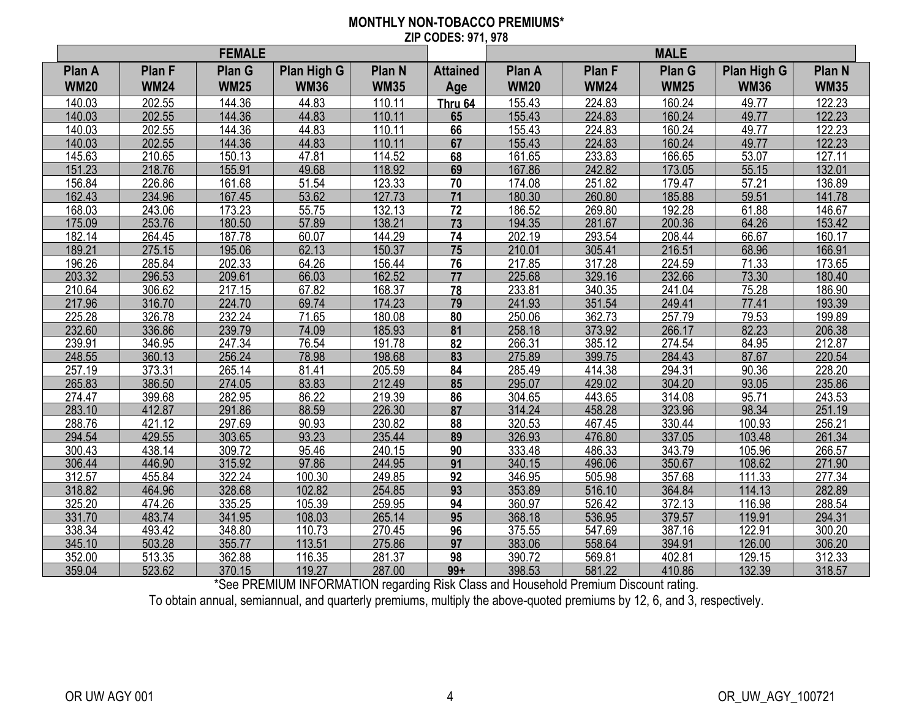**MONTHLY NON-TOBACCO PREMIUMS***
**ZIP CODES: 971, 978**

| FEMALE | | | | | | MALE | | | | |
|---|---|---|---|---|---|---|---|---|---|---|
| **Plan A WM20** | **Plan F WM24** | **Plan G WM25** | **Plan High G WM36** | **Plan N WM35** | **Attained Age** | **Plan A WM20** | **Plan F WM24** | **Plan G WM25** | **Plan High G WM36** | **Plan N WM35** |
| 140.03 | 202.55 | 144.36 | 44.83 | 110.11 | **Thru 64** | 155.43 | 224.83 | 160.24 | 49.77 | 122.23 |
| 140.03 | 202.55 | 144.36 | 44.83 | 110.11 | **65** | 155.43 | 224.83 | 160.24 | 49.77 | 122.23 |
| 140.03 | 202.55 | 144.36 | 44.83 | 110.11 | **66** | 155.43 | 224.83 | 160.24 | 49.77 | 122.23 |
| 140.03 | 202.55 | 144.36 | 44.83 | 110.11 | **67** | 155.43 | 224.83 | 160.24 | 49.77 | 122.23 |
| 145.63 | 210.65 | 150.13 | 47.81 | 114.52 | **68** | 161.65 | 233.83 | 166.65 | 53.07 | 127.11 |
| 151.23 | 218.76 | 155.91 | 49.68 | 118.92 | **69** | 167.86 | 242.82 | 173.05 | 55.15 | 132.01 |
| 156.84 | 226.86 | 161.68 | 51.54 | 123.33 | **70** | 174.08 | 251.82 | 179.47 | 57.21 | 136.89 |
| 162.43 | 234.96 | 167.45 | 53.62 | 127.73 | **71** | 180.30 | 260.80 | 185.88 | 59.51 | 141.78 |
| 168.03 | 243.06 | 173.23 | 55.75 | 132.13 | **72** | 186.52 | 269.80 | 192.28 | 61.88 | 146.67 |
| 175.09 | 253.76 | 180.50 | 57.89 | 138.21 | **73** | 194.35 | 281.67 | 200.36 | 64.26 | 153.42 |
| 182.14 | 264.45 | 187.78 | 60.07 | 144.29 | **74** | 202.19 | 293.54 | 208.44 | 66.67 | 160.17 |
| 189.21 | 275.15 | 195.06 | 62.13 | 150.37 | **75** | 210.01 | 305.41 | 216.51 | 68.96 | 166.91 |
| 196.26 | 285.84 | 202.33 | 64.26 | 156.44 | **76** | 217.85 | 317.28 | 224.59 | 71.33 | 173.65 |
| 203.32 | 296.53 | 209.61 | 66.03 | 162.52 | **77** | 225.68 | 329.16 | 232.66 | 73.30 | 180.40 |
| 210.64 | 306.62 | 217.15 | 67.82 | 168.37 | **78** | 233.81 | 340.35 | 241.04 | 75.28 | 186.90 |
| 217.96 | 316.70 | 224.70 | 69.74 | 174.23 | **79** | 241.93 | 351.54 | 249.41 | 77.41 | 193.39 |
| 225.28 | 326.78 | 232.24 | 71.65 | 180.08 | **80** | 250.06 | 362.73 | 257.79 | 79.53 | 199.89 |
| 232.60 | 336.86 | 239.79 | 74.09 | 185.93 | **81** | 258.18 | 373.92 | 266.17 | 82.23 | 206.38 |
| 239.91 | 346.95 | 247.34 | 76.54 | 191.78 | **82** | 266.31 | 385.12 | 274.54 | 84.95 | 212.87 |
| 248.55 | 360.13 | 256.24 | 78.98 | 198.68 | **83** | 275.89 | 399.75 | 284.43 | 87.67 | 220.54 |
| 257.19 | 373.31 | 265.14 | 81.41 | 205.59 | **84** | 285.49 | 414.38 | 294.31 | 90.36 | 228.20 |
| 265.83 | 386.50 | 274.05 | 83.83 | 212.49 | **85** | 295.07 | 429.02 | 304.20 | 93.05 | 235.86 |
| 274.47 | 399.68 | 282.95 | 86.22 | 219.39 | **86** | 304.65 | 443.65 | 314.08 | 95.71 | 243.53 |
| 283.10 | 412.87 | 291.86 | 88.59 | 226.30 | **87** | 314.24 | 458.28 | 323.96 | 98.34 | 251.19 |
| 288.76 | 421.12 | 297.69 | 90.93 | 230.82 | **88** | 320.53 | 467.45 | 330.44 | 100.93 | 256.21 |
| 294.54 | 429.55 | 303.65 | 93.23 | 235.44 | **89** | 326.93 | 476.80 | 337.05 | 103.48 | 261.34 |
| 300.43 | 438.14 | 309.72 | 95.46 | 240.15 | **90** | 333.48 | 486.33 | 343.79 | 105.96 | 266.57 |
| 306.44 | 446.90 | 315.92 | 97.86 | 244.95 | **91** | 340.15 | 496.06 | 350.67 | 108.62 | 271.90 |
| 312.57 | 455.84 | 322.24 | 100.30 | 249.85 | **92** | 346.95 | 505.98 | 357.68 | 111.33 | 277.34 |
| 318.82 | 464.96 | 328.68 | 102.82 | 254.85 | **93** | 353.89 | 516.10 | 364.84 | 114.13 | 282.89 |
| 325.20 | 474.26 | 335.25 | 105.39 | 259.95 | **94** | 360.97 | 526.42 | 372.13 | 116.98 | 288.54 |
| 331.70 | 483.74 | 341.95 | 108.03 | 265.14 | **95** | 368.18 | 536.95 | 379.57 | 119.91 | 294.31 |
| 338.34 | 493.42 | 348.80 | 110.73 | 270.45 | **96** | 375.55 | 547.69 | 387.16 | 122.91 | 300.20 |
| 345.10 | 503.28 | 355.77 | 113.51 | 275.86 | **97** | 383.06 | 558.64 | 394.91 | 126.00 | 306.20 |
| 352.00 | 513.35 | 362.88 | 116.35 | 281.37 | **98** | 390.72 | 569.81 | 402.81 | 129.15 | 312.33 |
| 359.04 | 523.62 | 370.15 | 119.27 | 287.00 | **99+** | 398.53 | 581.22 | 410.86 | 132.39 | 318.57 |

*See PREMIUM INFORMATION regarding Risk Class and Household Premium Discount rating.

To obtain annual, semiannual, and quarterly premiums, multiply the above-quoted premiums by 12, 6, and 3, respectively.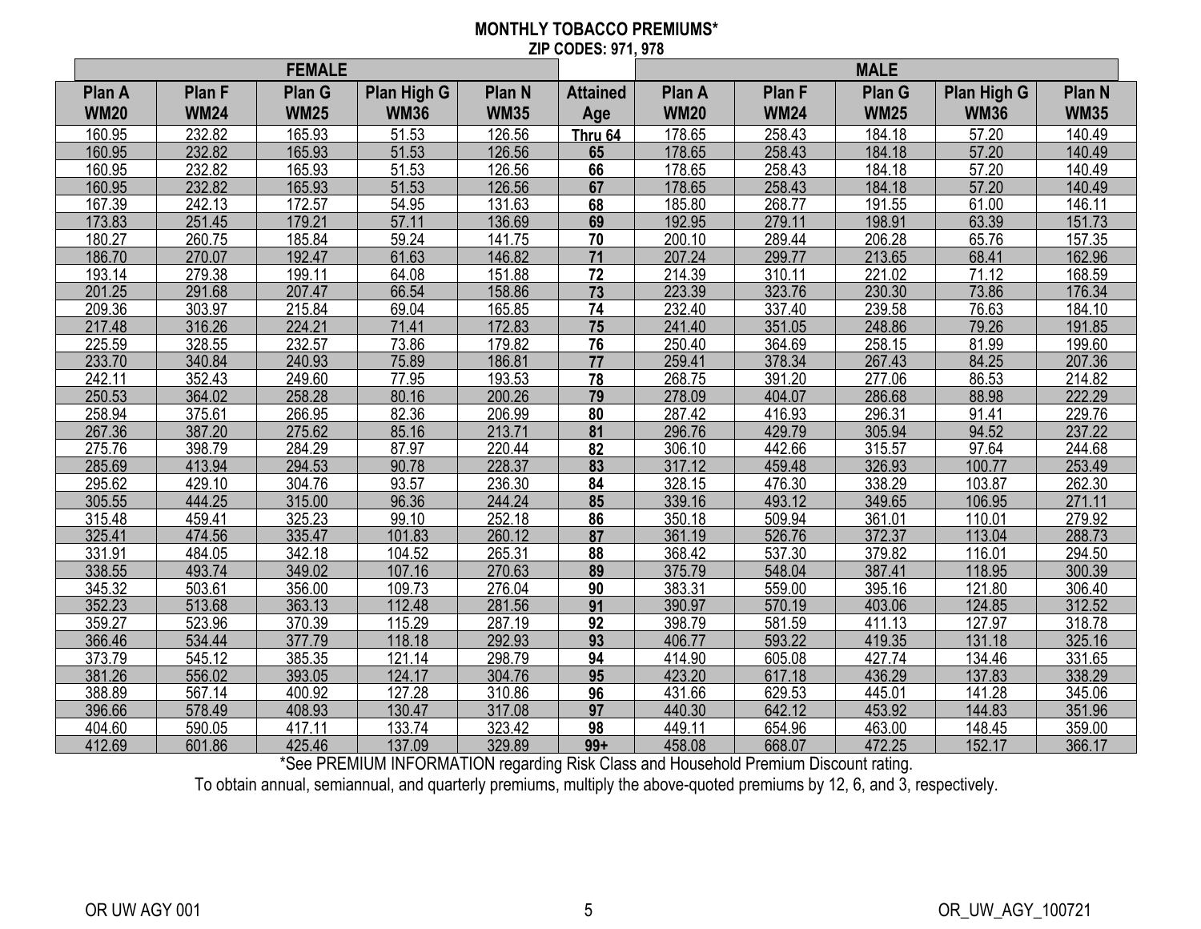**MONTHLY TOBACCO PREMIUMS***

**ZIP CODES: 971, 978**

| FEMALE | | | | | | MALE | | | | |
|---|---|---|---|---|---|---|---|---|---|---|
| **Plan A WM20** | **Plan F WM24** | **Plan G WM25** | **Plan High G WM36** | **Plan N WM35** | **Attained Age** | **Plan A WM20** | **Plan F WM24** | **Plan G WM25** | **Plan High G WM36** | **Plan N WM35** |
| 160.95 | 232.82 | 165.93 | 51.53 | 126.56 | **Thru 64** | 178.65 | 258.43 | 184.18 | 57.20 | 140.49 |
| 160.95 | 232.82 | 165.93 | 51.53 | 126.56 | **65** | 178.65 | 258.43 | 184.18 | 57.20 | 140.49 |
| 160.95 | 232.82 | 165.93 | 51.53 | 126.56 | **66** | 178.65 | 258.43 | 184.18 | 57.20 | 140.49 |
| 160.95 | 232.82 | 165.93 | 51.53 | 126.56 | **67** | 178.65 | 258.43 | 184.18 | 57.20 | 140.49 |
| 167.39 | 242.13 | 172.57 | 54.95 | 131.63 | **68** | 185.80 | 268.77 | 191.55 | 61.00 | 146.11 |
| 173.83 | 251.45 | 179.21 | 57.11 | 136.69 | **69** | 192.95 | 279.11 | 198.91 | 63.39 | 151.73 |
| 180.27 | 260.75 | 185.84 | 59.24 | 141.75 | **70** | 200.10 | 289.44 | 206.28 | 65.76 | 157.35 |
| 186.70 | 270.07 | 192.47 | 61.63 | 146.82 | **71** | 207.24 | 299.77 | 213.65 | 68.41 | 162.96 |
| 193.14 | 279.38 | 199.11 | 64.08 | 151.88 | **72** | 214.39 | 310.11 | 221.02 | 71.12 | 168.59 |
| 201.25 | 291.68 | 207.47 | 66.54 | 158.86 | **73** | 223.39 | 323.76 | 230.30 | 73.86 | 176.34 |
| 209.36 | 303.97 | 215.84 | 69.04 | 165.85 | **74** | 232.40 | 337.40 | 239.58 | 76.63 | 184.10 |
| 217.48 | 316.26 | 224.21 | 71.41 | 172.83 | **75** | 241.40 | 351.05 | 248.86 | 79.26 | 191.85 |
| 225.59 | 328.55 | 232.57 | 73.86 | 179.82 | **76** | 250.40 | 364.69 | 258.15 | 81.99 | 199.60 |
| 233.70 | 340.84 | 240.93 | 75.89 | 186.81 | **77** | 259.41 | 378.34 | 267.43 | 84.25 | 207.36 |
| 242.11 | 352.43 | 249.60 | 77.95 | 193.53 | **78** | 268.75 | 391.20 | 277.06 | 86.53 | 214.82 |
| 250.53 | 364.02 | 258.28 | 80.16 | 200.26 | **79** | 278.09 | 404.07 | 286.68 | 88.98 | 222.29 |
| 258.94 | 375.61 | 266.95 | 82.36 | 206.99 | **80** | 287.42 | 416.93 | 296.31 | 91.41 | 229.76 |
| 267.36 | 387.20 | 275.62 | 85.16 | 213.71 | **81** | 296.76 | 429.79 | 305.94 | 94.52 | 237.22 |
| 275.76 | 398.79 | 284.29 | 87.97 | 220.44 | **82** | 306.10 | 442.66 | 315.57 | 97.64 | 244.68 |
| 285.69 | 413.94 | 294.53 | 90.78 | 228.37 | **83** | 317.12 | 459.48 | 326.93 | 100.77 | 253.49 |
| 295.62 | 429.10 | 304.76 | 93.57 | 236.30 | **84** | 328.15 | 476.30 | 338.29 | 103.87 | 262.30 |
| 305.55 | 444.25 | 315.00 | 96.36 | 244.24 | **85** | 339.16 | 493.12 | 349.65 | 106.95 | 271.11 |
| 315.48 | 459.41 | 325.23 | 99.10 | 252.18 | **86** | 350.18 | 509.94 | 361.01 | 110.01 | 279.92 |
| 325.41 | 474.56 | 335.47 | 101.83 | 260.12 | **87** | 361.19 | 526.76 | 372.37 | 113.04 | 288.73 |
| 331.91 | 484.05 | 342.18 | 104.52 | 265.31 | **88** | 368.42 | 537.30 | 379.82 | 116.01 | 294.50 |
| 338.55 | 493.74 | 349.02 | 107.16 | 270.63 | **89** | 375.79 | 548.04 | 387.41 | 118.95 | 300.39 |
| 345.32 | 503.61 | 356.00 | 109.73 | 276.04 | **90** | 383.31 | 559.00 | 395.16 | 121.80 | 306.40 |
| 352.23 | 513.68 | 363.13 | 112.48 | 281.56 | **91** | 390.97 | 570.19 | 403.06 | 124.85 | 312.52 |
| 359.27 | 523.96 | 370.39 | 115.29 | 287.19 | **92** | 398.79 | 581.59 | 411.13 | 127.97 | 318.78 |
| 366.46 | 534.44 | 377.79 | 118.18 | 292.93 | **93** | 406.77 | 593.22 | 419.35 | 131.18 | 325.16 |
| 373.79 | 545.12 | 385.35 | 121.14 | 298.79 | **94** | 414.90 | 605.08 | 427.74 | 134.46 | 331.65 |
| 381.26 | 556.02 | 393.05 | 124.17 | 304.76 | **95** | 423.20 | 617.18 | 436.29 | 137.83 | 338.29 |
| 388.89 | 567.14 | 400.92 | 127.28 | 310.86 | **96** | 431.66 | 629.53 | 445.01 | 141.28 | 345.06 |
| 396.66 | 578.49 | 408.93 | 130.47 | 317.08 | **97** | 440.30 | 642.12 | 453.92 | 144.83 | 351.96 |
| 404.60 | 590.05 | 417.11 | 133.74 | 323.42 | **98** | 449.11 | 654.96 | 463.00 | 148.45 | 359.00 |
| 412.69 | 601.86 | 425.46 | 137.09 | 329.89 | **99+** | 458.08 | 668.07 | 472.25 | 152.17 | 366.17 |

*See PREMIUM INFORMATION regarding Risk Class and Household Premium Discount rating.

To obtain annual, semiannual, and quarterly premiums, multiply the above-quoted premiums by 12, 6, and 3, respectively.

OR UW AGY 001 OR_UW_AGY_100721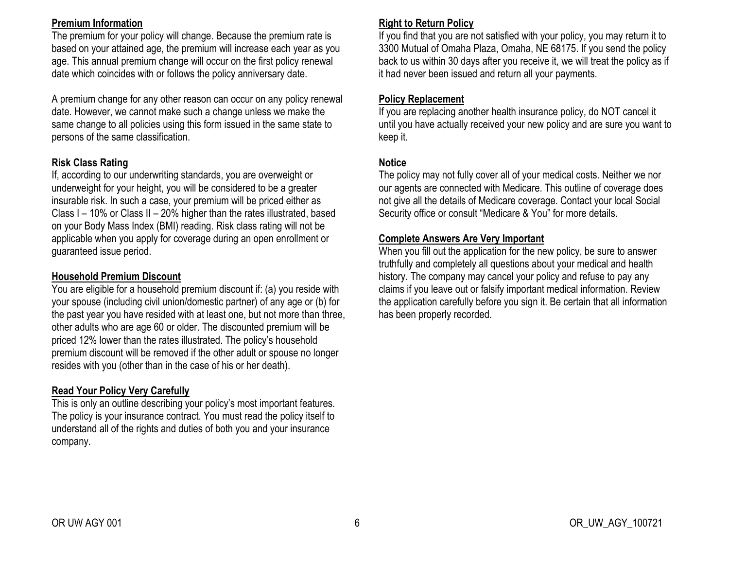## Premium Information

The premium for your policy will change. Because the premium rate is based on your attained age, the premium will increase each year as you age. This annual premium change will occur on the first policy renewal date which coincides with or follows the policy anniversary date.

A premium change for any other reason can occur on any policy renewal date. However, we cannot make such a change unless we make the same change to all policies using this form issued in the same state to persons of the same classification.

## Risk Class Rating

If, according to our underwriting standards, you are overweight or underweight for your height, you will be considered to be a greater insurable risk. In such a case, your premium will be priced either as Class I – 10% or Class II – 20% higher than the rates illustrated, based on your Body Mass Index (BMI) reading. Risk class rating will not be applicable when you apply for coverage during an open enrollment or guaranteed issue period.

## Household Premium Discount

You are eligible for a household premium discount if: (a) you reside with your spouse (including civil union/domestic partner) of any age or (b) for the past year you have resided with at least one, but not more than three, other adults who are age 60 or older. The discounted premium will be priced 12% lower than the rates illustrated. The policy's household premium discount will be removed if the other adult or spouse no longer resides with you (other than in the case of his or her death).

## Read Your Policy Very Carefully

This is only an outline describing your policy's most important features. The policy is your insurance contract. You must read the policy itself to understand all of the rights and duties of both you and your insurance company.

## Right to Return Policy

If you find that you are not satisfied with your policy, you may return it to 3300 Mutual of Omaha Plaza, Omaha, NE 68175. If you send the policy back to us within 30 days after you receive it, we will treat the policy as if it had never been issued and return all your payments.

## Policy Replacement

If you are replacing another health insurance policy, do NOT cancel it until you have actually received your new policy and are sure you want to keep it.

## Notice

The policy may not fully cover all of your medical costs. Neither we nor our agents are connected with Medicare. This outline of coverage does not give all the details of Medicare coverage. Contact your local Social Security office or consult "Medicare & You" for more details.

## Complete Answers Are Very Important

When you fill out the application for the new policy, be sure to answer truthfully and completely all questions about your medical and health history. The company may cancel your policy and refuse to pay any claims if you leave out or falsify important medical information. Review the application carefully before you sign it. Be certain that all information has been properly recorded.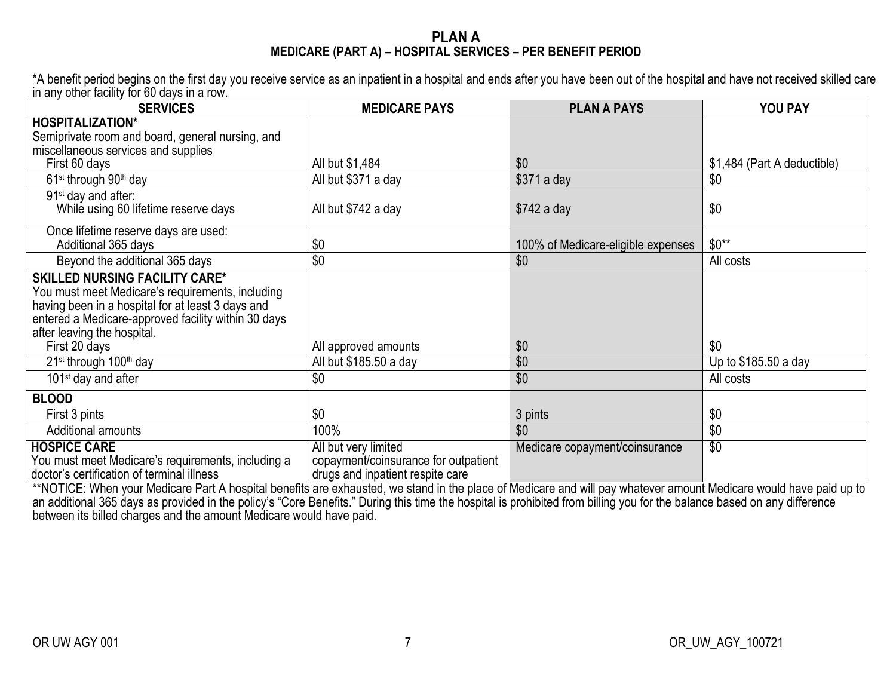# PLAN A

## MEDICARE (PART A) – HOSPITAL SERVICES – PER BENEFIT PERIOD

*A benefit period begins on the first day you receive service as an inpatient in a hospital and ends after you have been out of the hospital and have not received skilled care in any other facility for 60 days in a row.

| SERVICES | MEDICARE PAYS | PLAN A PAYS | YOU PAY |
|---|---|---|---|
| **HOSPITALIZATION*** Semiprivate room and board, general nursing, and miscellaneous services and supplies First 60 days | All but $1,484 | $0 | $1,484 (Part A deductible) |
| 61st through 90th day | All but $371 a day | $371 a day | $0 |
| 91st day and after: While using 60 lifetime reserve days | All but $742 a day | $742 a day | $0 |
| Once lifetime reserve days are used: Additional 365 days | $0 | 100% of Medicare-eligible expenses | $0** |
| Beyond the additional 365 days | $0 | $0 | All costs |
| **SKILLED NURSING FACILITY CARE*** You must meet Medicare's requirements, including having been in a hospital for at least 3 days and entered a Medicare-approved facility within 30 days after leaving the hospital. First 20 days | All approved amounts | $0 | $0 |
| 21st through 100th day | All but $185.50 a day | $0 | Up to $185.50 a day |
| 101st day and after | $0 | $0 | All costs |
| **BLOOD** First 3 pints | $0 | 3 pints | $0 |
| Additional amounts | 100% | $0 | $0 |
| **HOSPICE CARE** You must meet Medicare's requirements, including a doctor's certification of terminal illness | All but very limited copayment/coinsurance for outpatient drugs and inpatient respite care | Medicare copayment/coinsurance | $0 |

**NOTICE: When your Medicare Part A hospital benefits are exhausted, we stand in the place of Medicare and will pay whatever amount Medicare would have paid up to an additional 365 days as provided in the policy's "Core Benefits." During this time the hospital is prohibited from billing you for the balance based on any difference between its billed charges and the amount Medicare would have paid.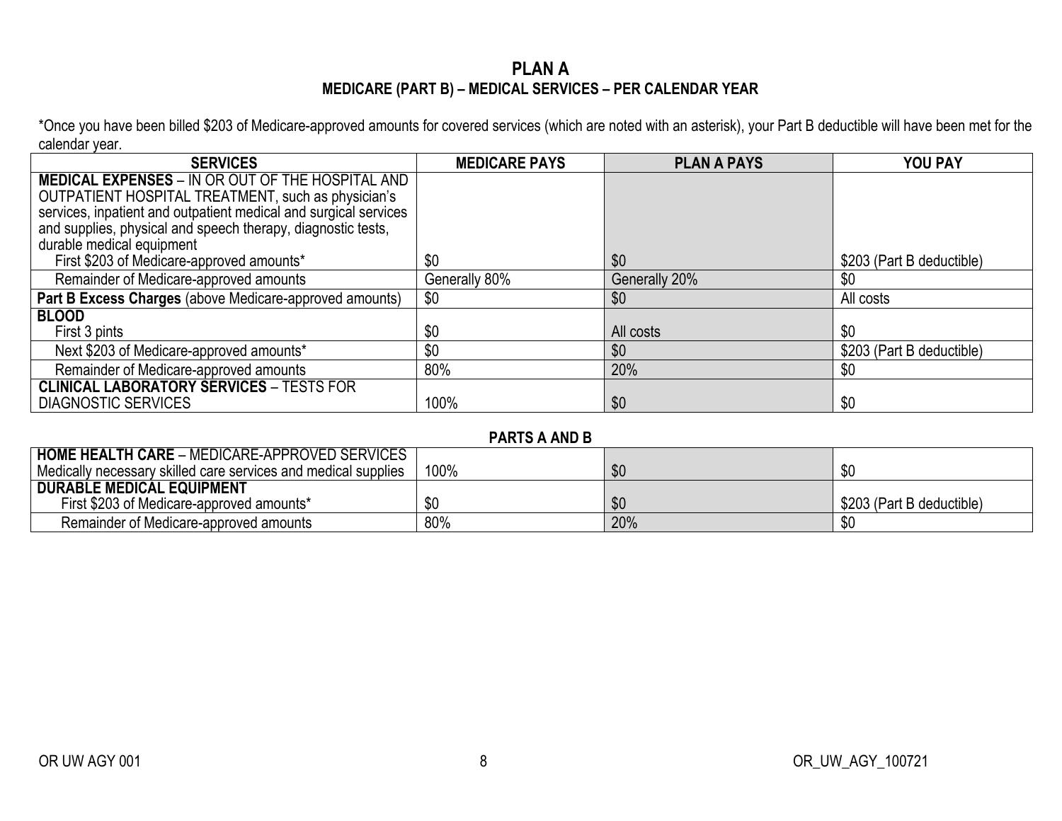# PLAN A

## MEDICARE (PART B) – MEDICAL SERVICES – PER CALENDAR YEAR

*Once you have been billed $203 of Medicare-approved amounts for covered services (which are noted with an asterisk), your Part B deductible will have been met for the calendar year.

| SERVICES | MEDICARE PAYS | PLAN A PAYS | YOU PAY |
|---|---|---|---|
| **MEDICAL EXPENSES** – IN OR OUT OF THE HOSPITAL AND OUTPATIENT HOSPITAL TREATMENT, such as physician's services, inpatient and outpatient medical and surgical services and supplies, physical and speech therapy, diagnostic tests, durable medical equipment | | | |
| First $203 of Medicare-approved amounts* | $0 | $0 | $203 (Part B deductible) |
| Remainder of Medicare-approved amounts | Generally 80% | Generally 20% | $0 |
| **Part B Excess Charges** (above Medicare-approved amounts) | $0 | $0 | All costs |
| **BLOOD** | | | |
| First 3 pints | $0 | All costs | $0 |
| Next $203 of Medicare-approved amounts* | $0 | $0 | $203 (Part B deductible) |
| Remainder of Medicare-approved amounts | 80% | 20% | $0 |
| **CLINICAL LABORATORY SERVICES** – TESTS FOR DIAGNOSTIC SERVICES | 100% | $0 | $0 |

## PARTS A AND B

| SERVICES | MEDICARE PAYS | PLAN A PAYS | YOU PAY |
|---|---|---|---|
| **HOME HEALTH CARE** – MEDICARE-APPROVED SERVICES Medically necessary skilled care services and medical supplies | 100% | $0 | $0 |
| **DURABLE MEDICAL EQUIPMENT** | | | |
| First $203 of Medicare-approved amounts* | $0 | $0 | $203 (Part B deductible) |
| Remainder of Medicare-approved amounts | 80% | 20% | $0 |

OR UW AGY 001 OR_UW_AGY_100721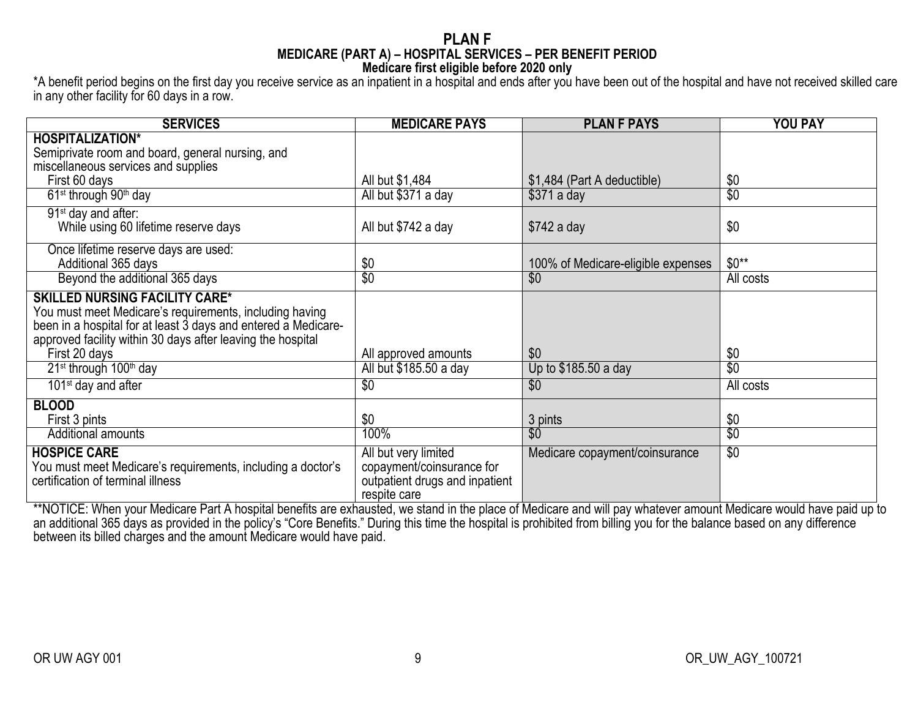# PLAN F

## MEDICARE (PART A) – HOSPITAL SERVICES – PER BENEFIT PERIOD

### Medicare first eligible before 2020 only

*A benefit period begins on the first day you receive service as an inpatient in a hospital and ends after you have been out of the hospital and have not received skilled care in any other facility for 60 days in a row.

| SERVICES | MEDICARE PAYS | PLAN F PAYS | YOU PAY |
|---|---|---|---|
| **HOSPITALIZATION*** <br> Semiprivate room and board, general nursing, and miscellaneous services and supplies <br> First 60 days | All but $1,484 | $1,484 (Part A deductible) | $0 |
| 61st through 90th day | All but $371 a day | $371 a day | $0 |
| 91st day and after: <br> While using 60 lifetime reserve days | All but $742 a day | $742 a day | $0 |
| Once lifetime reserve days are used: <br> Additional 365 days | $0 | 100% of Medicare-eligible expenses | $0** |
| Beyond the additional 365 days | $0 | $0 | All costs |
| **SKILLED NURSING FACILITY CARE*** <br> You must meet Medicare's requirements, including having been in a hospital for at least 3 days and entered a Medicare-approved facility within 30 days after leaving the hospital <br> First 20 days | All approved amounts | $0 | $0 |
| 21st through 100th day | All but $185.50 a day | Up to $185.50 a day | $0 |
| 101st day and after | $0 | $0 | All costs |
| **BLOOD** <br> First 3 pints | $0 | 3 pints | $0 |
| Additional amounts | 100% | $0 | $0 |
| **HOSPICE CARE** <br> You must meet Medicare's requirements, including a doctor's certification of terminal illness | All but very limited copayment/coinsurance for outpatient drugs and inpatient respite care | Medicare copayment/coinsurance | $0 |

**NOTICE: When your Medicare Part A hospital benefits are exhausted, we stand in the place of Medicare and will pay whatever amount Medicare would have paid up to an additional 365 days as provided in the policy's "Core Benefits." During this time the hospital is prohibited from billing you for the balance based on any difference between its billed charges and the amount Medicare would have paid.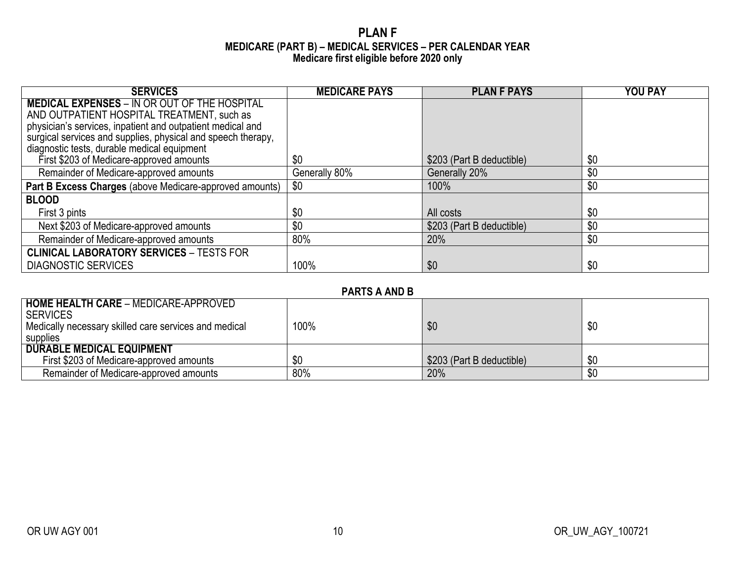# PLAN F

### MEDICARE (PART B) – MEDICAL SERVICES – PER CALENDAR YEAR

**Medicare first eligible before 2020 only**

| SERVICES | MEDICARE PAYS | PLAN F PAYS | YOU PAY |
|---|---|---|---|
| **MEDICAL EXPENSES** – IN OR OUT OF THE HOSPITAL AND OUTPATIENT HOSPITAL TREATMENT, such as physician's services, inpatient and outpatient medical and surgical services and supplies, physical and speech therapy, diagnostic tests, durable medical equipment | | | |
| First $203 of Medicare-approved amounts | $0 | $203 (Part B deductible) | $0 |
| Remainder of Medicare-approved amounts | Generally 80% | Generally 20% | $0 |
| **Part B Excess Charges** (above Medicare-approved amounts) | $0 | 100% | $0 |
| **BLOOD** | | | |
| First 3 pints | $0 | All costs | $0 |
| Next $203 of Medicare-approved amounts | $0 | $203 (Part B deductible) | $0 |
| Remainder of Medicare-approved amounts | 80% | 20% | $0 |
| **CLINICAL LABORATORY SERVICES** – TESTS FOR DIAGNOSTIC SERVICES | 100% | $0 | $0 |

### PARTS A AND B

| SERVICES | MEDICARE PAYS | PLAN F PAYS | YOU PAY |
|---|---|---|---|
| **HOME HEALTH CARE** – MEDICARE-APPROVED SERVICES<br>Medically necessary skilled care services and medical supplies | 100% | $0 | $0 |
| **DURABLE MEDICAL EQUIPMENT** | | | |
| First $203 of Medicare-approved amounts | $0 | $203 (Part B deductible) | $0 |
| Remainder of Medicare-approved amounts | 80% | 20% | $0 |

OR UW AGY 001 OR_UW_AGY_100721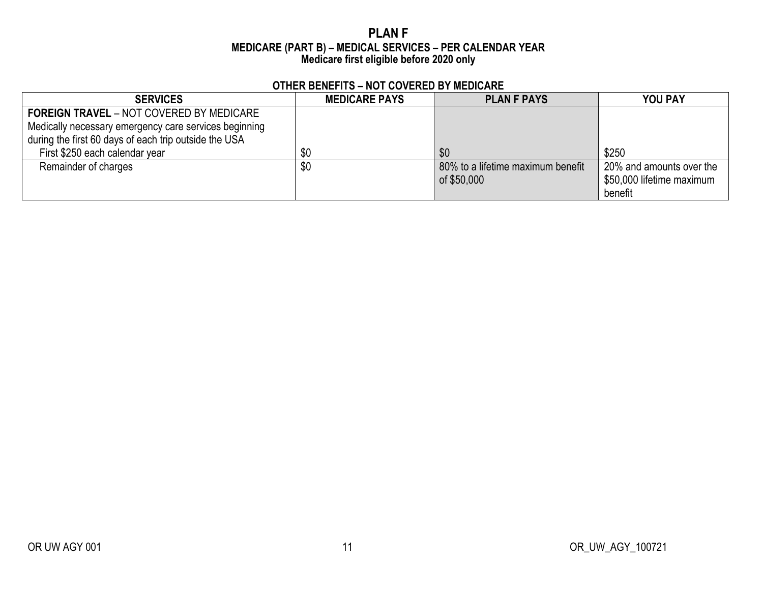# PLAN F

### MEDICARE (PART B) – MEDICAL SERVICES – PER CALENDAR YEAR
### Medicare first eligible before 2020 only

**OTHER BENEFITS – NOT COVERED BY MEDICARE**

| SERVICES | MEDICARE PAYS | PLAN F PAYS | YOU PAY |
|---|---|---|---|
| **FOREIGN TRAVEL** – NOT COVERED BY MEDICARE<br>Medically necessary emergency care services beginning during the first 60 days of each trip outside the USA | | | |
| First $250 each calendar year | $0 | $0 | $250 |
| Remainder of charges | $0 | 80% to a lifetime maximum benefit of $50,000 | 20% and amounts over the $50,000 lifetime maximum benefit |

OR UW AGY 001 OR_UW_AGY_100721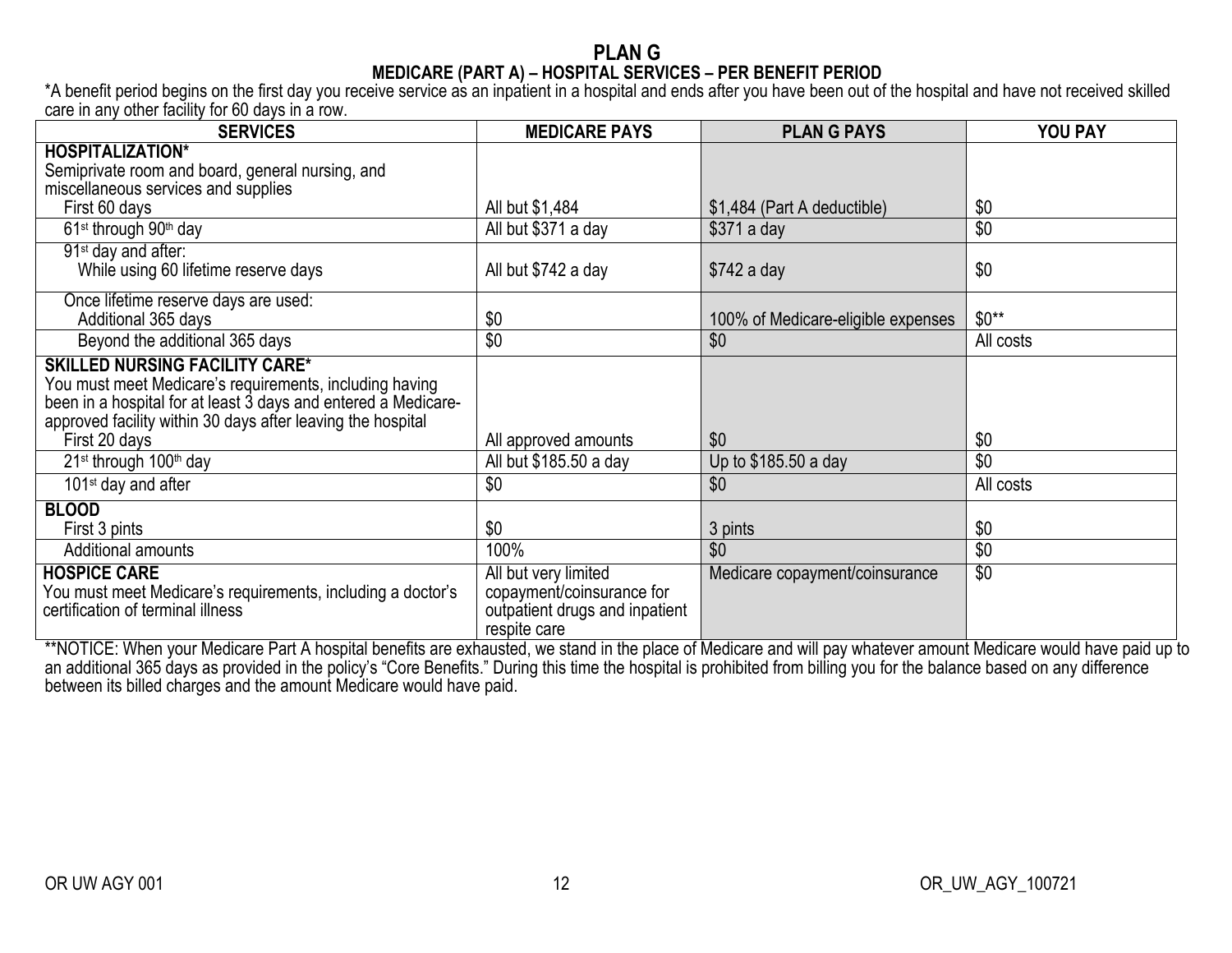# PLAN G

## MEDICARE (PART A) – HOSPITAL SERVICES – PER BENEFIT PERIOD

*A benefit period begins on the first day you receive service as an inpatient in a hospital and ends after you have been out of the hospital and have not received skilled care in any other facility for 60 days in a row.

| SERVICES | MEDICARE PAYS | PLAN G PAYS | YOU PAY |
|---|---|---|---|
| **HOSPITALIZATION*** Semiprivate room and board, general nursing, and miscellaneous services and supplies First 60 days | All but $1,484 | $1,484 (Part A deductible) | $0 |
| 61st through 90th day | All but $371 a day | $371 a day | $0 |
| 91st day and after: While using 60 lifetime reserve days | All but $742 a day | $742 a day | $0 |
| Once lifetime reserve days are used: Additional 365 days | $0 | 100% of Medicare-eligible expenses | $0** |
| Beyond the additional 365 days | $0 | $0 | All costs |
| **SKILLED NURSING FACILITY CARE*** You must meet Medicare's requirements, including having been in a hospital for at least 3 days and entered a Medicare-approved facility within 30 days after leaving the hospital First 20 days | All approved amounts | $0 | $0 |
| 21st through 100th day | All but $185.50 a day | Up to $185.50 a day | $0 |
| 101st day and after | $0 | $0 | All costs |
| **BLOOD** First 3 pints | $0 | 3 pints | $0 |
| Additional amounts | 100% | $0 | $0 |
| **HOSPICE CARE** You must meet Medicare's requirements, including a doctor's certification of terminal illness | All but very limited copayment/coinsurance for outpatient drugs and inpatient respite care | Medicare copayment/coinsurance | $0 |

**NOTICE: When your Medicare Part A hospital benefits are exhausted, we stand in the place of Medicare and will pay whatever amount Medicare would have paid up to an additional 365 days as provided in the policy's "Core Benefits." During this time the hospital is prohibited from billing you for the balance based on any difference between its billed charges and the amount Medicare would have paid.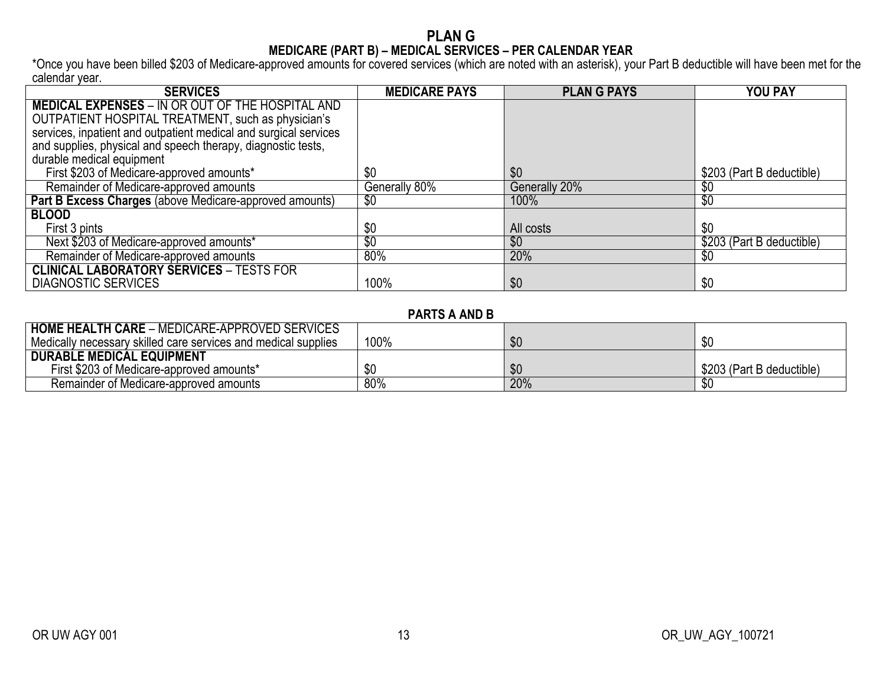# PLAN G

## MEDICARE (PART B) – MEDICAL SERVICES – PER CALENDAR YEAR

*Once you have been billed $203 of Medicare-approved amounts for covered services (which are noted with an asterisk), your Part B deductible will have been met for the calendar year.

| SERVICES | MEDICARE PAYS | PLAN G PAYS | YOU PAY |
|---|---|---|---|
| **MEDICAL EXPENSES** – IN OR OUT OF THE HOSPITAL AND OUTPATIENT HOSPITAL TREATMENT, such as physician's services, inpatient and outpatient medical and surgical services and supplies, physical and speech therapy, diagnostic tests, durable medical equipment | | | |
| First $203 of Medicare-approved amounts* | $0 | $0 | $203 (Part B deductible) |
| Remainder of Medicare-approved amounts | Generally 80% | Generally 20% | $0 |
| **Part B Excess Charges** (above Medicare-approved amounts) | $0 | 100% | $0 |
| **BLOOD** | | | |
| First 3 pints | $0 | All costs | $0 |
| Next $203 of Medicare-approved amounts* | $0 | $0 | $203 (Part B deductible) |
| Remainder of Medicare-approved amounts | 80% | 20% | $0 |
| **CLINICAL LABORATORY SERVICES** – TESTS FOR DIAGNOSTIC SERVICES | 100% | $0 | $0 |

## PARTS A AND B

| SERVICES | MEDICARE PAYS | PLAN G PAYS | YOU PAY |
|---|---|---|---|
| **HOME HEALTH CARE** – MEDICARE-APPROVED SERVICES Medically necessary skilled care services and medical supplies | 100% | $0 | $0 |
| **DURABLE MEDICAL EQUIPMENT** | | | |
| First $203 of Medicare-approved amounts* | $0 | $0 | $203 (Part B deductible) |
| Remainder of Medicare-approved amounts | 80% | 20% | $0 |

OR UW AGY 001 OR_UW_AGY_100721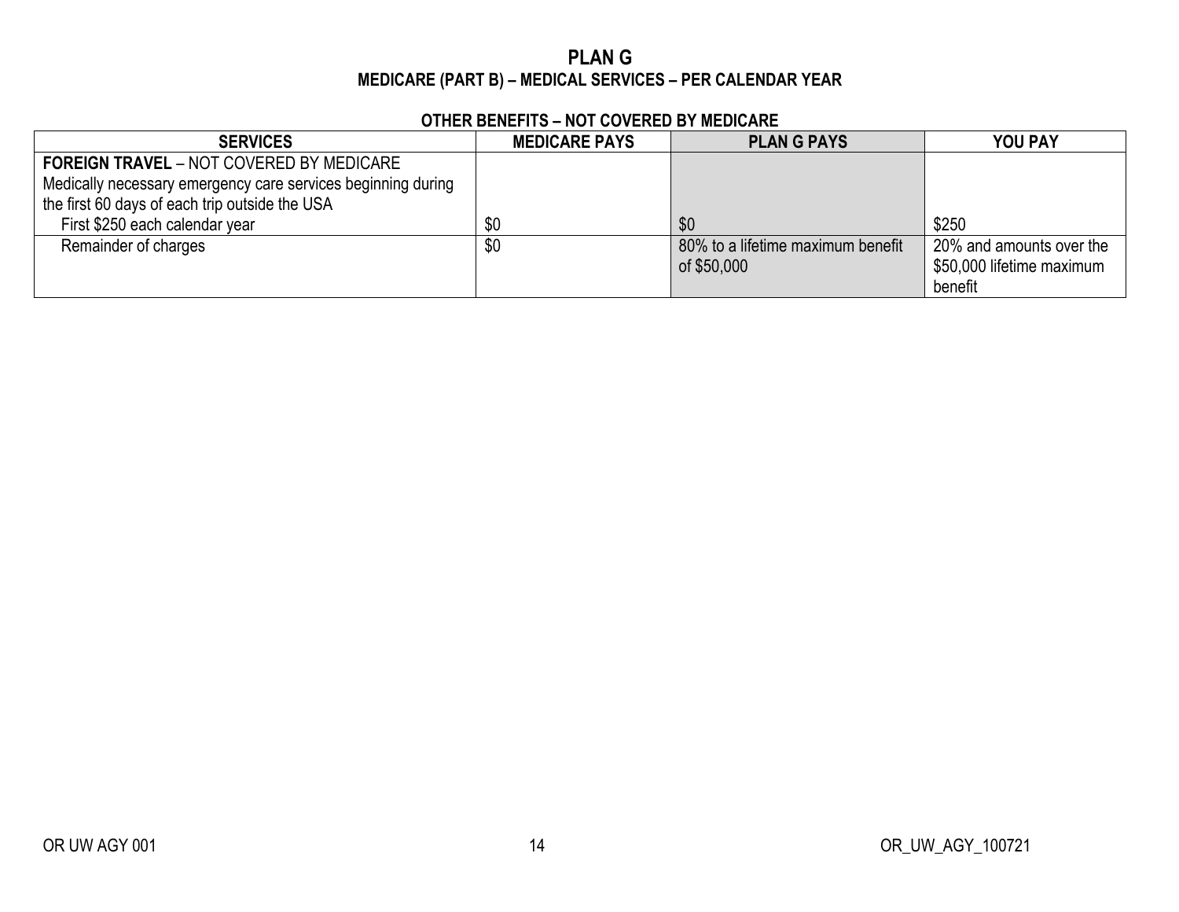# PLAN G

## MEDICARE (PART B) – MEDICAL SERVICES – PER CALENDAR YEAR

### OTHER BENEFITS – NOT COVERED BY MEDICARE

| SERVICES | MEDICARE PAYS | PLAN G PAYS | YOU PAY |
|---|---|---|---|
| **FOREIGN TRAVEL** – NOT COVERED BY MEDICARE<br>Medically necessary emergency care services beginning during the first 60 days of each trip outside the USA<br>First $250 each calendar year | $0 | $0 | $250 |
| Remainder of charges | $0 | 80% to a lifetime maximum benefit of $50,000 | 20% and amounts over the $50,000 lifetime maximum benefit |

OR UW AGY 001 OR_UW_AGY_100721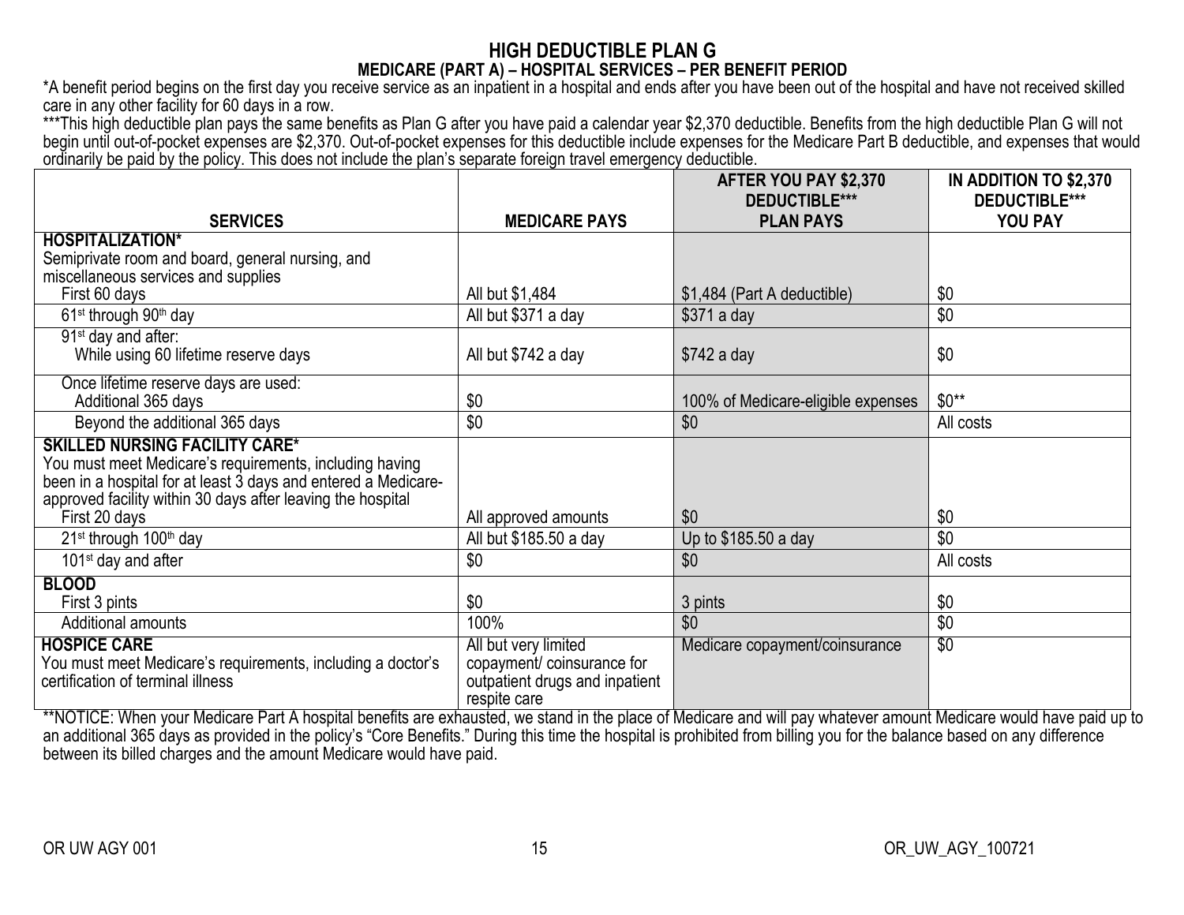# HIGH DEDUCTIBLE PLAN G

## MEDICARE (PART A) – HOSPITAL SERVICES – PER BENEFIT PERIOD

*A benefit period begins on the first day you receive service as an inpatient in a hospital and ends after you have been out of the hospital and have not received skilled care in any other facility for 60 days in a row.

***This high deductible plan pays the same benefits as Plan G after you have paid a calendar year $2,370 deductible. Benefits from the high deductible Plan G will not begin until out-of-pocket expenses are $2,370. Out-of-pocket expenses for this deductible include expenses for the Medicare Part B deductible, and expenses that would ordinarily be paid by the policy. This does not include the plan's separate foreign travel emergency deductible.

| SERVICES | MEDICARE PAYS | AFTER YOU PAY $2,370 DEDUCTIBLE*** PLAN PAYS | IN ADDITION TO $2,370 DEDUCTIBLE*** YOU PAY |
|---|---|---|---|
| **HOSPITALIZATION*** Semiprivate room and board, general nursing, and miscellaneous services and supplies | | | |
| First 60 days | All but $1,484 | $1,484 (Part A deductible) | $0 |
| 61st through 90th day | All but $371 a day | $371 a day | $0 |
| 91st day and after: While using 60 lifetime reserve days | All but $742 a day | $742 a day | $0 |
| Once lifetime reserve days are used: Additional 365 days | $0 | 100% of Medicare-eligible expenses | $0** |
| Beyond the additional 365 days | $0 | $0 | All costs |
| **SKILLED NURSING FACILITY CARE*** You must meet Medicare's requirements, including having been in a hospital for at least 3 days and entered a Medicare-approved facility within 30 days after leaving the hospital | | | |
| First 20 days | All approved amounts | $0 | $0 |
| 21st through 100th day | All but $185.50 a day | Up to $185.50 a day | $0 |
| 101st day and after | $0 | $0 | All costs |
| **BLOOD** | | | |
| First 3 pints | $0 | 3 pints | $0 |
| Additional amounts | 100% | $0 | $0 |
| **HOSPICE CARE** You must meet Medicare's requirements, including a doctor's certification of terminal illness | All but very limited copayment/ coinsurance for outpatient drugs and inpatient respite care | Medicare copayment/coinsurance | $0 |

**NOTICE: When your Medicare Part A hospital benefits are exhausted, we stand in the place of Medicare and will pay whatever amount Medicare would have paid up to an additional 365 days as provided in the policy's "Core Benefits." During this time the hospital is prohibited from billing you for the balance based on any difference between its billed charges and the amount Medicare would have paid.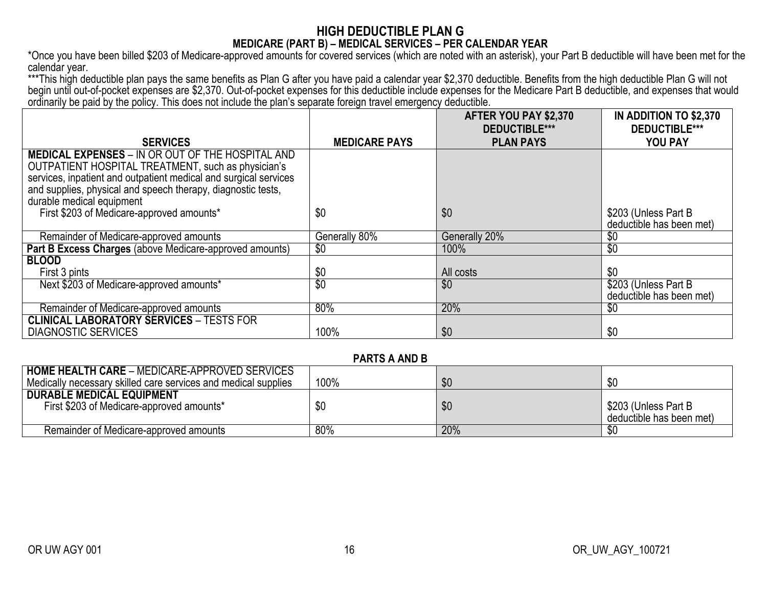# HIGH DEDUCTIBLE PLAN G

## MEDICARE (PART B) – MEDICAL SERVICES – PER CALENDAR YEAR

*Once you have been billed $203 of Medicare-approved amounts for covered services (which are noted with an asterisk), your Part B deductible will have been met for the calendar year.

***This high deductible plan pays the same benefits as Plan G after you have paid a calendar year $2,370 deductible. Benefits from the high deductible Plan G will not begin until out-of-pocket expenses are $2,370. Out-of-pocket expenses for this deductible include expenses for the Medicare Part B deductible, and expenses that would ordinarily be paid by the policy. This does not include the plan's separate foreign travel emergency deductible.

| SERVICES | MEDICARE PAYS | AFTER YOU PAY $2,370 DEDUCTIBLE*** PLAN PAYS | IN ADDITION TO $2,370 DEDUCTIBLE*** YOU PAY |
|---|---|---|---|
| **MEDICAL EXPENSES** – IN OR OUT OF THE HOSPITAL AND OUTPATIENT HOSPITAL TREATMENT, such as physician's services, inpatient and outpatient medical and surgical services and supplies, physical and speech therapy, diagnostic tests, durable medical equipment | | | |
| First $203 of Medicare-approved amounts* | $0 | $0 | $203 (Unless Part B deductible has been met) |
| Remainder of Medicare-approved amounts | Generally 80% | Generally 20% | $0 |
| **Part B Excess Charges** (above Medicare-approved amounts) | $0 | 100% | $0 |
| **BLOOD** | | | |
| First 3 pints | $0 | All costs | $0 |
| Next $203 of Medicare-approved amounts* | $0 | $0 | $203 (Unless Part B deductible has been met) |
| Remainder of Medicare-approved amounts | 80% | 20% | $0 |
| **CLINICAL LABORATORY SERVICES** – TESTS FOR DIAGNOSTIC SERVICES | 100% | $0 | $0 |

## PARTS A AND B

| SERVICES | MEDICARE PAYS | AFTER YOU PAY $2,370 DEDUCTIBLE*** PLAN PAYS | IN ADDITION TO $2,370 DEDUCTIBLE*** YOU PAY |
|---|---|---|---|
| **HOME HEALTH CARE** – MEDICARE-APPROVED SERVICES Medically necessary skilled care services and medical supplies | 100% | $0 | $0 |
| **DURABLE MEDICAL EQUIPMENT** | | | |
| First $203 of Medicare-approved amounts* | $0 | $0 | $203 (Unless Part B deductible has been met) |
| Remainder of Medicare-approved amounts | 80% | 20% | $0 |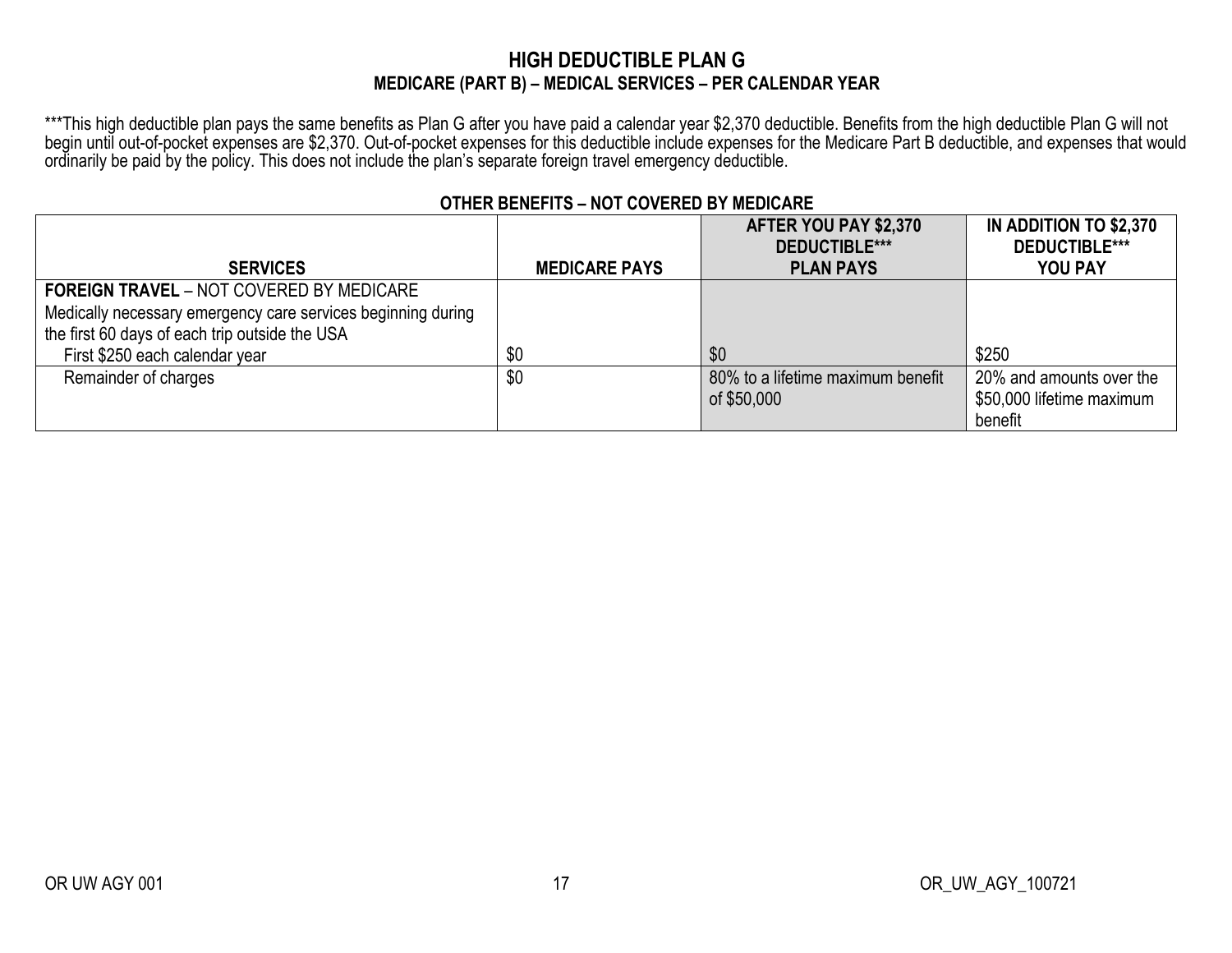## HIGH DEDUCTIBLE PLAN G

### MEDICARE (PART B) – MEDICAL SERVICES – PER CALENDAR YEAR

***This high deductible plan pays the same benefits as Plan G after you have paid a calendar year $2,370 deductible. Benefits from the high deductible Plan G will not begin until out-of-pocket expenses are $2,370. Out-of-pocket expenses for this deductible include expenses for the Medicare Part B deductible, and expenses that would ordinarily be paid by the policy. This does not include the plan's separate foreign travel emergency deductible.

**OTHER BENEFITS – NOT COVERED BY MEDICARE**

| SERVICES | MEDICARE PAYS | AFTER YOU PAY $2,370 DEDUCTIBLE*** PLAN PAYS | IN ADDITION TO $2,370 DEDUCTIBLE*** YOU PAY |
|---|---|---|---|
| **FOREIGN TRAVEL** – NOT COVERED BY MEDICARE<br>Medically necessary emergency care services beginning during the first 60 days of each trip outside the USA | | | |
| First $250 each calendar year | $0 | $0 | $250 |
| Remainder of charges | $0 | 80% to a lifetime maximum benefit of $50,000 | 20% and amounts over the $50,000 lifetime maximum benefit |

OR UW AGY 001 OR_UW_AGY_100721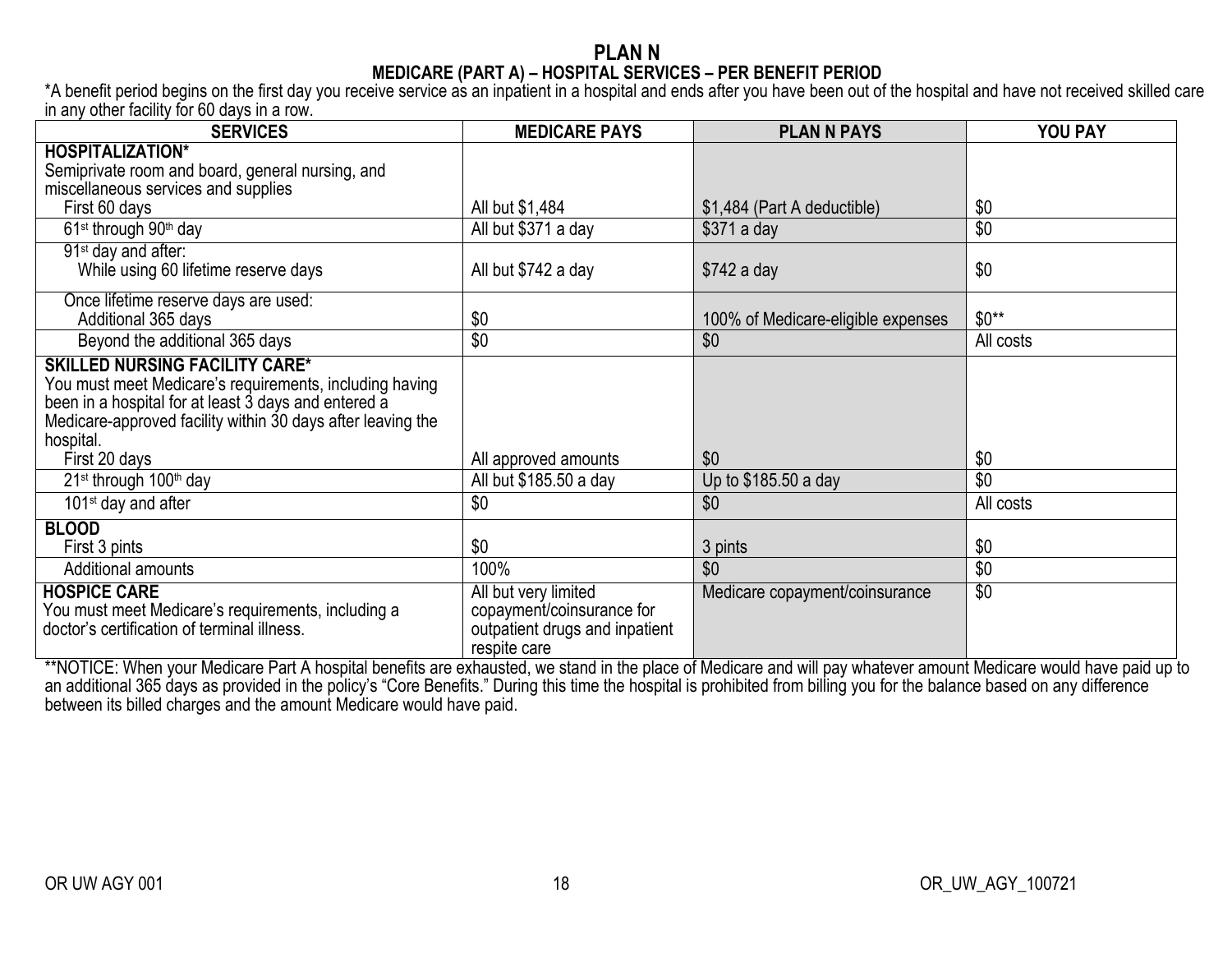# PLAN N

## MEDICARE (PART A) – HOSPITAL SERVICES – PER BENEFIT PERIOD

*A benefit period begins on the first day you receive service as an inpatient in a hospital and ends after you have been out of the hospital and have not received skilled care in any other facility for 60 days in a row.

| SERVICES | MEDICARE PAYS | PLAN N PAYS | YOU PAY |
|---|---|---|---|
| **HOSPITALIZATION*** Semiprivate room and board, general nursing, and miscellaneous services and supplies First 60 days | All but $1,484 | $1,484 (Part A deductible) | $0 |
| 61st through 90th day | All but $371 a day | $371 a day | $0 |
| 91st day and after: While using 60 lifetime reserve days | All but $742 a day | $742 a day | $0 |
| Once lifetime reserve days are used: Additional 365 days | $0 | 100% of Medicare-eligible expenses | $0** |
| Beyond the additional 365 days | $0 | $0 | All costs |
| **SKILLED NURSING FACILITY CARE*** You must meet Medicare's requirements, including having been in a hospital for at least 3 days and entered a Medicare-approved facility within 30 days after leaving the hospital. First 20 days | All approved amounts | $0 | $0 |
| 21st through 100th day | All but $185.50 a day | Up to $185.50 a day | $0 |
| 101st day and after | $0 | $0 | All costs |
| **BLOOD** First 3 pints | $0 | 3 pints | $0 |
| Additional amounts | 100% | $0 | $0 |
| **HOSPICE CARE** You must meet Medicare's requirements, including a doctor's certification of terminal illness. | All but very limited copayment/coinsurance for outpatient drugs and inpatient respite care | Medicare copayment/coinsurance | $0 |

**NOTICE: When your Medicare Part A hospital benefits are exhausted, we stand in the place of Medicare and will pay whatever amount Medicare would have paid up to an additional 365 days as provided in the policy's "Core Benefits." During this time the hospital is prohibited from billing you for the balance based on any difference between its billed charges and the amount Medicare would have paid.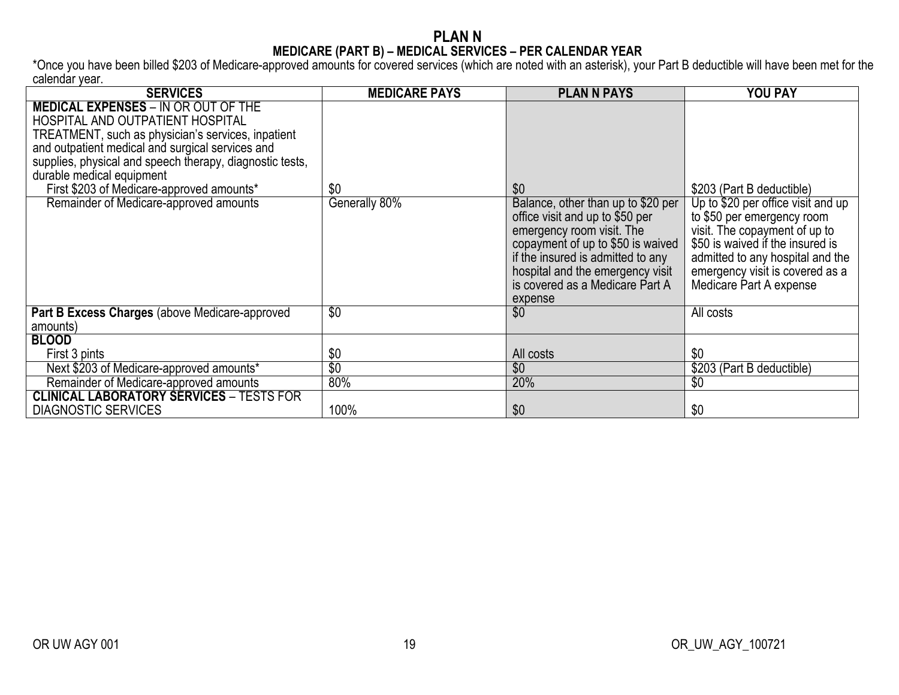# PLAN N

## MEDICARE (PART B) – MEDICAL SERVICES – PER CALENDAR YEAR

*Once you have been billed $203 of Medicare-approved amounts for covered services (which are noted with an asterisk), your Part B deductible will have been met for the calendar year.

| SERVICES | MEDICARE PAYS | PLAN N PAYS | YOU PAY |
|---|---|---|---|
| **MEDICAL EXPENSES** – IN OR OUT OF THE HOSPITAL AND OUTPATIENT HOSPITAL TREATMENT, such as physician's services, inpatient and outpatient medical and surgical services and supplies, physical and speech therapy, diagnostic tests, durable medical equipment | | | |
| First $203 of Medicare-approved amounts* | $0 | $0 | $203 (Part B deductible) |
| Remainder of Medicare-approved amounts | Generally 80% | Balance, other than up to $20 per office visit and up to $50 per emergency room visit. The copayment of up to $50 is waived if the insured is admitted to any hospital and the emergency visit is covered as a Medicare Part A expense | Up to $20 per office visit and up to $50 per emergency room visit. The copayment of up to $50 is waived if the insured is admitted to any hospital and the emergency visit is covered as a Medicare Part A expense |
| **Part B Excess Charges** (above Medicare-approved amounts) | $0 | $0 | All costs |
| **BLOOD** | | | |
| First 3 pints | $0 | All costs | $0 |
| Next $203 of Medicare-approved amounts* | $0 | $0 | $203 (Part B deductible) |
| Remainder of Medicare-approved amounts | 80% | 20% | $0 |
| **CLINICAL LABORATORY SERVICES** – TESTS FOR DIAGNOSTIC SERVICES | 100% | $0 | $0 |

OR UW AGY 001 OR_UW_AGY_100721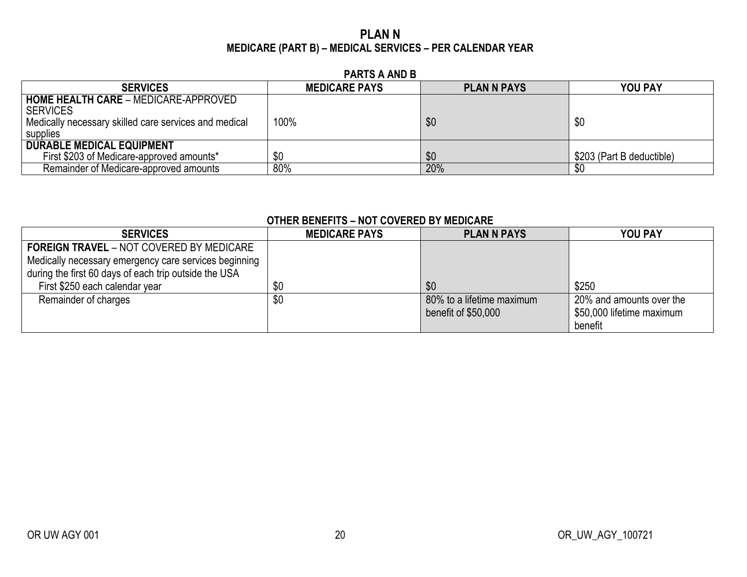# PLAN N

## MEDICARE (PART B) – MEDICAL SERVICES – PER CALENDAR YEAR

### PARTS A AND B

| SERVICES | MEDICARE PAYS | PLAN N PAYS | YOU PAY |
|---|---|---|---|
| **HOME HEALTH CARE** – MEDICARE-APPROVED SERVICES<br>Medically necessary skilled care services and medical supplies | 100% | $0 | $0 |
| **DURABLE MEDICAL EQUIPMENT**<br>First $203 of Medicare-approved amounts* | $0 | $0 | $203 (Part B deductible) |
| Remainder of Medicare-approved amounts | 80% | 20% | $0 |

### OTHER BENEFITS – NOT COVERED BY MEDICARE

| SERVICES | MEDICARE PAYS | PLAN N PAYS | YOU PAY |
|---|---|---|---|
| **FOREIGN TRAVEL** – NOT COVERED BY MEDICARE<br>Medically necessary emergency care services beginning during the first 60 days of each trip outside the USA<br>First $250 each calendar year | $0 | $0 | $250 |
| Remainder of charges | $0 | 80% to a lifetime maximum benefit of $50,000 | 20% and amounts over the $50,000 lifetime maximum benefit |

OR UW AGY 001

OR_UW_AGY_100721